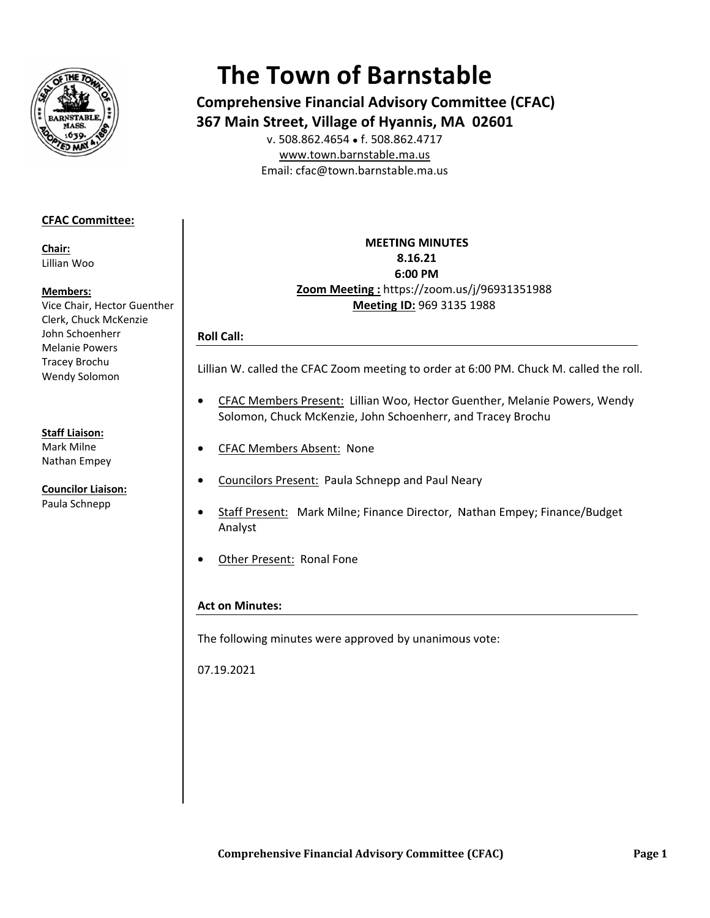# The Town of Barnstable

**Comprehensive Financial Advisory Committee (CFAC)**
**367 Main Street, Village of Hyannis, MA 02601**

v. 508.862.4654 • f. 508.862.4717
www.town.barnstable.ma.us
Email: cfac@town.barnstable.ma.us

**CFAC Committee:**

**Chair:**
Lillian Woo

**Members:**
Vice Chair, Hector Guenther
Clerk, Chuck McKenzie
John Schoenherr
Melanie Powers
Tracey Brochu
Wendy Solomon

**Staff Liaison:**
Mark Milne
Nathan Empey

**Councilor Liaison:**
Paula Schnepp

**MEETING MINUTES**
**8.16.21**
**6:00 PM**
**Zoom Meeting :** https://zoom.us/j/96931351988
**Meeting ID:** 969 3135 1988

## Roll Call:

Lillian W. called the CFAC Zoom meeting to order at 6:00 PM. Chuck M. called the roll.

- CFAC Members Present: Lillian Woo, Hector Guenther, Melanie Powers, Wendy Solomon, Chuck McKenzie, John Schoenherr, and Tracey Brochu
- CFAC Members Absent: None
- Councilors Present: Paula Schnepp and Paul Neary
- Staff Present: Mark Milne; Finance Director, Nathan Empey; Finance/Budget Analyst
- Other Present: Ronal Fone

## Act on Minutes:

The following minutes were approved by unanimous vote:

07.19.2021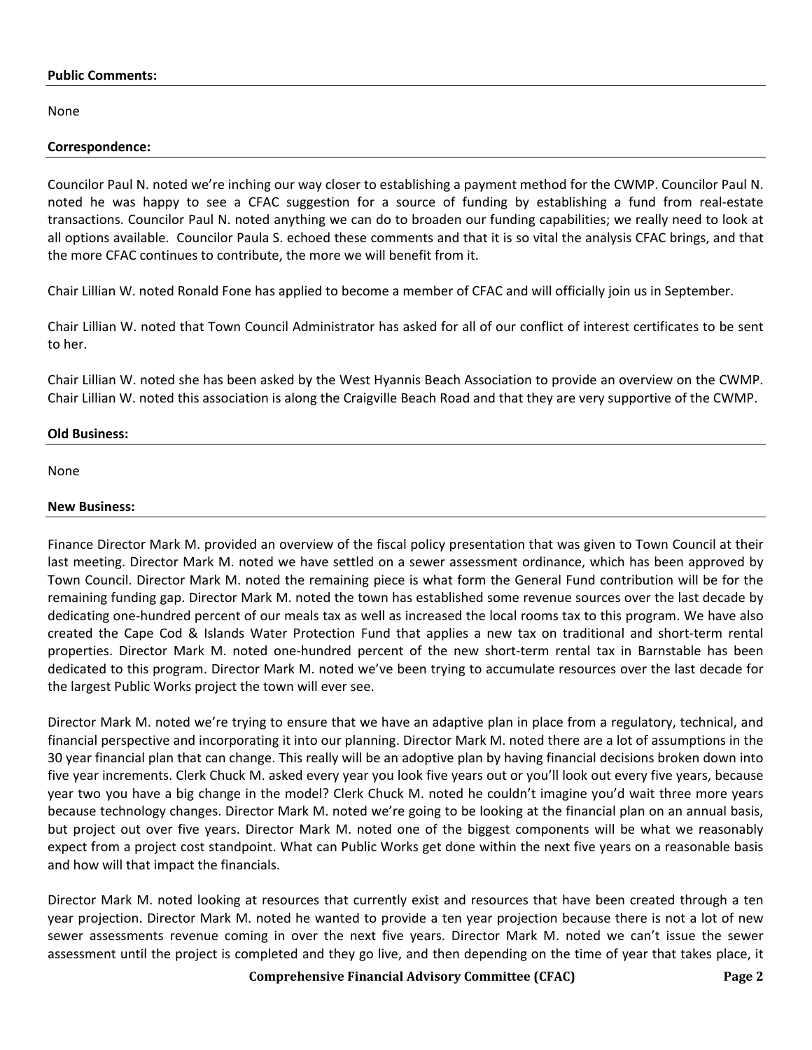**Public Comments:**

None

**Correspondence:**

Councilor Paul N. noted we're inching our way closer to establishing a payment method for the CWMP. Councilor Paul N. noted he was happy to see a CFAC suggestion for a source of funding by establishing a fund from real-estate transactions. Councilor Paul N. noted anything we can do to broaden our funding capabilities; we really need to look at all options available. Councilor Paula S. echoed these comments and that it is so vital the analysis CFAC brings, and that the more CFAC continues to contribute, the more we will benefit from it.

Chair Lillian W. noted Ronald Fone has applied to become a member of CFAC and will officially join us in September.

Chair Lillian W. noted that Town Council Administrator has asked for all of our conflict of interest certificates to be sent to her.

Chair Lillian W. noted she has been asked by the West Hyannis Beach Association to provide an overview on the CWMP. Chair Lillian W. noted this association is along the Craigville Beach Road and that they are very supportive of the CWMP.

**Old Business:**

None

**New Business:**

Finance Director Mark M. provided an overview of the fiscal policy presentation that was given to Town Council at their last meeting. Director Mark M. noted we have settled on a sewer assessment ordinance, which has been approved by Town Council. Director Mark M. noted the remaining piece is what form the General Fund contribution will be for the remaining funding gap. Director Mark M. noted the town has established some revenue sources over the last decade by dedicating one-hundred percent of our meals tax as well as increased the local rooms tax to this program. We have also created the Cape Cod & Islands Water Protection Fund that applies a new tax on traditional and short-term rental properties. Director Mark M. noted one-hundred percent of the new short-term rental tax in Barnstable has been dedicated to this program. Director Mark M. noted we've been trying to accumulate resources over the last decade for the largest Public Works project the town will ever see.

Director Mark M. noted we're trying to ensure that we have an adaptive plan in place from a regulatory, technical, and financial perspective and incorporating it into our planning. Director Mark M. noted there are a lot of assumptions in the 30 year financial plan that can change. This really will be an adoptive plan by having financial decisions broken down into five year increments. Clerk Chuck M. asked every year you look five years out or you'll look out every five years, because year two you have a big change in the model? Clerk Chuck M. noted he couldn't imagine you'd wait three more years because technology changes. Director Mark M. noted we're going to be looking at the financial plan on an annual basis, but project out over five years. Director Mark M. noted one of the biggest components will be what we reasonably expect from a project cost standpoint. What can Public Works get done within the next five years on a reasonable basis and how will that impact the financials.

Director Mark M. noted looking at resources that currently exist and resources that have been created through a ten year projection. Director Mark M. noted he wanted to provide a ten year projection because there is not a lot of new sewer assessments revenue coming in over the next five years. Director Mark M. noted we can't issue the sewer assessment until the project is completed and they go live, and then depending on the time of year that takes place, it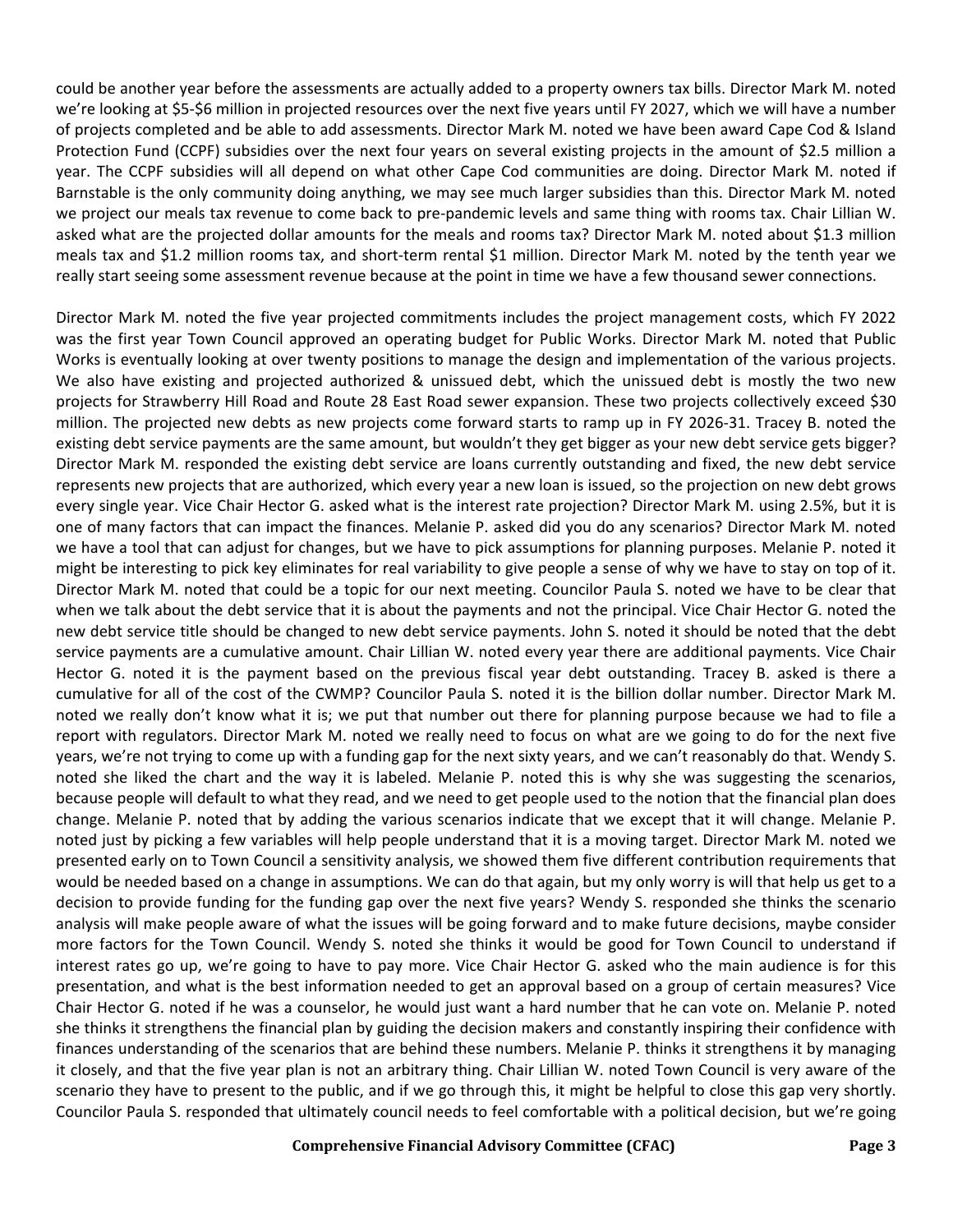could be another year before the assessments are actually added to a property owners tax bills. Director Mark M. noted we're looking at $5-$6 million in projected resources over the next five years until FY 2027, which we will have a number of projects completed and be able to add assessments. Director Mark M. noted we have been award Cape Cod & Island Protection Fund (CCPF) subsidies over the next four years on several existing projects in the amount of $2.5 million a year. The CCPF subsidies will all depend on what other Cape Cod communities are doing. Director Mark M. noted if Barnstable is the only community doing anything, we may see much larger subsidies than this. Director Mark M. noted we project our meals tax revenue to come back to pre-pandemic levels and same thing with rooms tax. Chair Lillian W. asked what are the projected dollar amounts for the meals and rooms tax? Director Mark M. noted about $1.3 million meals tax and $1.2 million rooms tax, and short-term rental $1 million. Director Mark M. noted by the tenth year we really start seeing some assessment revenue because at the point in time we have a few thousand sewer connections.

Director Mark M. noted the five year projected commitments includes the project management costs, which FY 2022 was the first year Town Council approved an operating budget for Public Works. Director Mark M. noted that Public Works is eventually looking at over twenty positions to manage the design and implementation of the various projects. We also have existing and projected authorized & unissued debt, which the unissued debt is mostly the two new projects for Strawberry Hill Road and Route 28 East Road sewer expansion. These two projects collectively exceed $30 million. The projected new debts as new projects come forward starts to ramp up in FY 2026-31. Tracey B. noted the existing debt service payments are the same amount, but wouldn't they get bigger as your new debt service gets bigger? Director Mark M. responded the existing debt service are loans currently outstanding and fixed, the new debt service represents new projects that are authorized, which every year a new loan is issued, so the projection on new debt grows every single year. Vice Chair Hector G. asked what is the interest rate projection? Director Mark M. using 2.5%, but it is one of many factors that can impact the finances. Melanie P. asked did you do any scenarios? Director Mark M. noted we have a tool that can adjust for changes, but we have to pick assumptions for planning purposes. Melanie P. noted it might be interesting to pick key eliminates for real variability to give people a sense of why we have to stay on top of it. Director Mark M. noted that could be a topic for our next meeting. Councilor Paula S. noted we have to be clear that when we talk about the debt service that it is about the payments and not the principal. Vice Chair Hector G. noted the new debt service title should be changed to new debt service payments. John S. noted it should be noted that the debt service payments are a cumulative amount. Chair Lillian W. noted every year there are additional payments. Vice Chair Hector G. noted it is the payment based on the previous fiscal year debt outstanding. Tracey B. asked is there a cumulative for all of the cost of the CWMP? Councilor Paula S. noted it is the billion dollar number. Director Mark M. noted we really don't know what it is; we put that number out there for planning purpose because we had to file a report with regulators. Director Mark M. noted we really need to focus on what are we going to do for the next five years, we're not trying to come up with a funding gap for the next sixty years, and we can't reasonably do that. Wendy S. noted she liked the chart and the way it is labeled. Melanie P. noted this is why she was suggesting the scenarios, because people will default to what they read, and we need to get people used to the notion that the financial plan does change. Melanie P. noted that by adding the various scenarios indicate that we except that it will change. Melanie P. noted just by picking a few variables will help people understand that it is a moving target. Director Mark M. noted we presented early on to Town Council a sensitivity analysis, we showed them five different contribution requirements that would be needed based on a change in assumptions. We can do that again, but my only worry is will that help us get to a decision to provide funding for the funding gap over the next five years? Wendy S. responded she thinks the scenario analysis will make people aware of what the issues will be going forward and to make future decisions, maybe consider more factors for the Town Council. Wendy S. noted she thinks it would be good for Town Council to understand if interest rates go up, we're going to have to pay more. Vice Chair Hector G. asked who the main audience is for this presentation, and what is the best information needed to get an approval based on a group of certain measures? Vice Chair Hector G. noted if he was a counselor, he would just want a hard number that he can vote on. Melanie P. noted she thinks it strengthens the financial plan by guiding the decision makers and constantly inspiring their confidence with finances understanding of the scenarios that are behind these numbers. Melanie P. thinks it strengthens it by managing it closely, and that the five year plan is not an arbitrary thing. Chair Lillian W. noted Town Council is very aware of the scenario they have to present to the public, and if we go through this, it might be helpful to close this gap very shortly. Councilor Paula S. responded that ultimately council needs to feel comfortable with a political decision, but we're going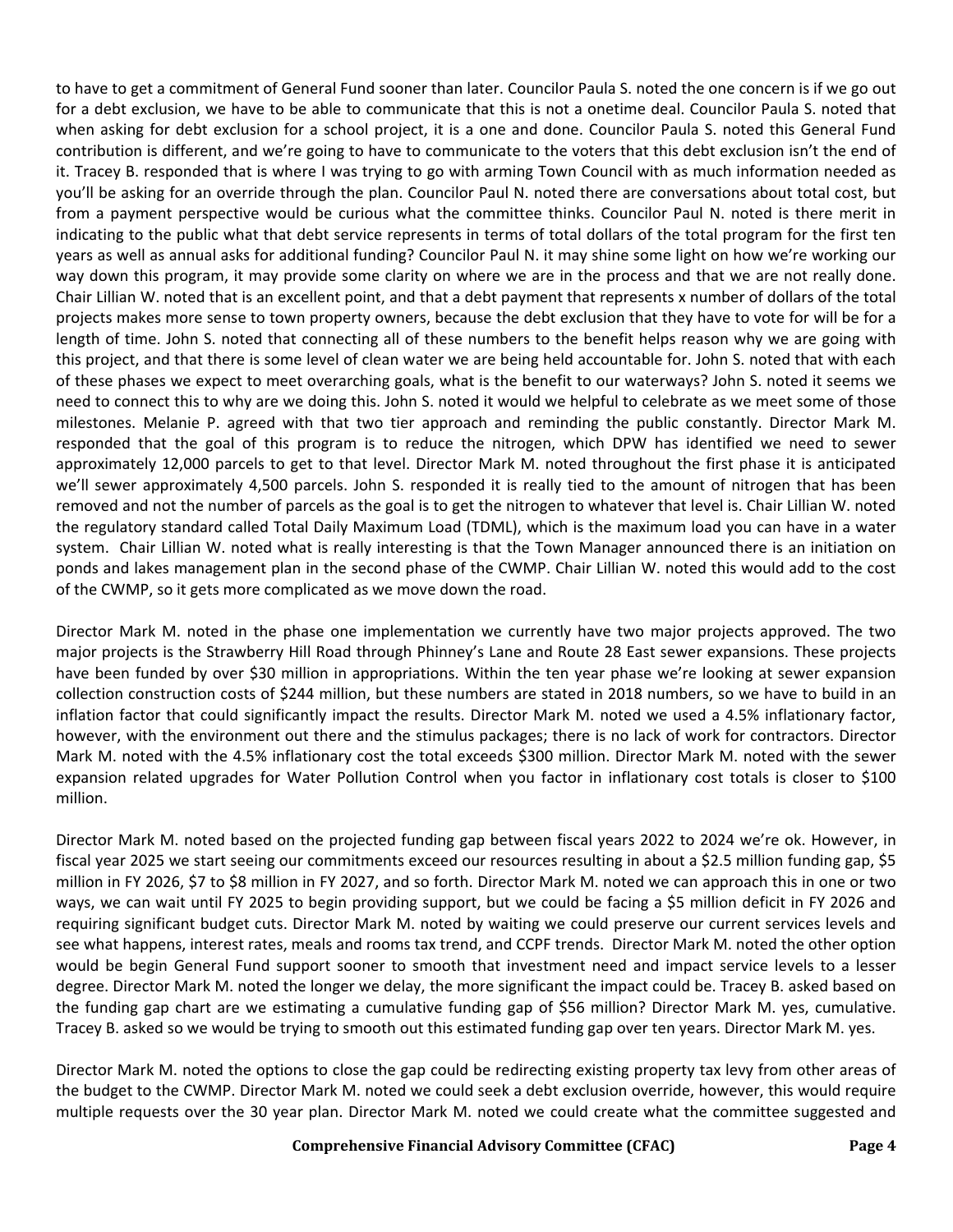to have to get a commitment of General Fund sooner than later. Councilor Paula S. noted the one concern is if we go out for a debt exclusion, we have to be able to communicate that this is not a onetime deal. Councilor Paula S. noted that when asking for debt exclusion for a school project, it is a one and done. Councilor Paula S. noted this General Fund contribution is different, and we're going to have to communicate to the voters that this debt exclusion isn't the end of it. Tracey B. responded that is where I was trying to go with arming Town Council with as much information needed as you'll be asking for an override through the plan. Councilor Paul N. noted there are conversations about total cost, but from a payment perspective would be curious what the committee thinks. Councilor Paul N. noted is there merit in indicating to the public what that debt service represents in terms of total dollars of the total program for the first ten years as well as annual asks for additional funding? Councilor Paul N. it may shine some light on how we're working our way down this program, it may provide some clarity on where we are in the process and that we are not really done. Chair Lillian W. noted that is an excellent point, and that a debt payment that represents x number of dollars of the total projects makes more sense to town property owners, because the debt exclusion that they have to vote for will be for a length of time. John S. noted that connecting all of these numbers to the benefit helps reason why we are going with this project, and that there is some level of clean water we are being held accountable for. John S. noted that with each of these phases we expect to meet overarching goals, what is the benefit to our waterways? John S. noted it seems we need to connect this to why are we doing this. John S. noted it would we helpful to celebrate as we meet some of those milestones. Melanie P. agreed with that two tier approach and reminding the public constantly. Director Mark M. responded that the goal of this program is to reduce the nitrogen, which DPW has identified we need to sewer approximately 12,000 parcels to get to that level. Director Mark M. noted throughout the first phase it is anticipated we'll sewer approximately 4,500 parcels. John S. responded it is really tied to the amount of nitrogen that has been removed and not the number of parcels as the goal is to get the nitrogen to whatever that level is. Chair Lillian W. noted the regulatory standard called Total Daily Maximum Load (TDML), which is the maximum load you can have in a water system. Chair Lillian W. noted what is really interesting is that the Town Manager announced there is an initiation on ponds and lakes management plan in the second phase of the CWMP. Chair Lillian W. noted this would add to the cost of the CWMP, so it gets more complicated as we move down the road.

Director Mark M. noted in the phase one implementation we currently have two major projects approved. The two major projects is the Strawberry Hill Road through Phinney's Lane and Route 28 East sewer expansions. These projects have been funded by over $30 million in appropriations. Within the ten year phase we're looking at sewer expansion collection construction costs of $244 million, but these numbers are stated in 2018 numbers, so we have to build in an inflation factor that could significantly impact the results. Director Mark M. noted we used a 4.5% inflationary factor, however, with the environment out there and the stimulus packages; there is no lack of work for contractors. Director Mark M. noted with the 4.5% inflationary cost the total exceeds $300 million. Director Mark M. noted with the sewer expansion related upgrades for Water Pollution Control when you factor in inflationary cost totals is closer to $100 million.

Director Mark M. noted based on the projected funding gap between fiscal years 2022 to 2024 we're ok. However, in fiscal year 2025 we start seeing our commitments exceed our resources resulting in about a $2.5 million funding gap, $5 million in FY 2026, $7 to $8 million in FY 2027, and so forth. Director Mark M. noted we can approach this in one or two ways, we can wait until FY 2025 to begin providing support, but we could be facing a $5 million deficit in FY 2026 and requiring significant budget cuts. Director Mark M. noted by waiting we could preserve our current services levels and see what happens, interest rates, meals and rooms tax trend, and CCPF trends. Director Mark M. noted the other option would be begin General Fund support sooner to smooth that investment need and impact service levels to a lesser degree. Director Mark M. noted the longer we delay, the more significant the impact could be. Tracey B. asked based on the funding gap chart are we estimating a cumulative funding gap of $56 million? Director Mark M. yes, cumulative. Tracey B. asked so we would be trying to smooth out this estimated funding gap over ten years. Director Mark M. yes.

Director Mark M. noted the options to close the gap could be redirecting existing property tax levy from other areas of the budget to the CWMP. Director Mark M. noted we could seek a debt exclusion override, however, this would require multiple requests over the 30 year plan. Director Mark M. noted we could create what the committee suggested and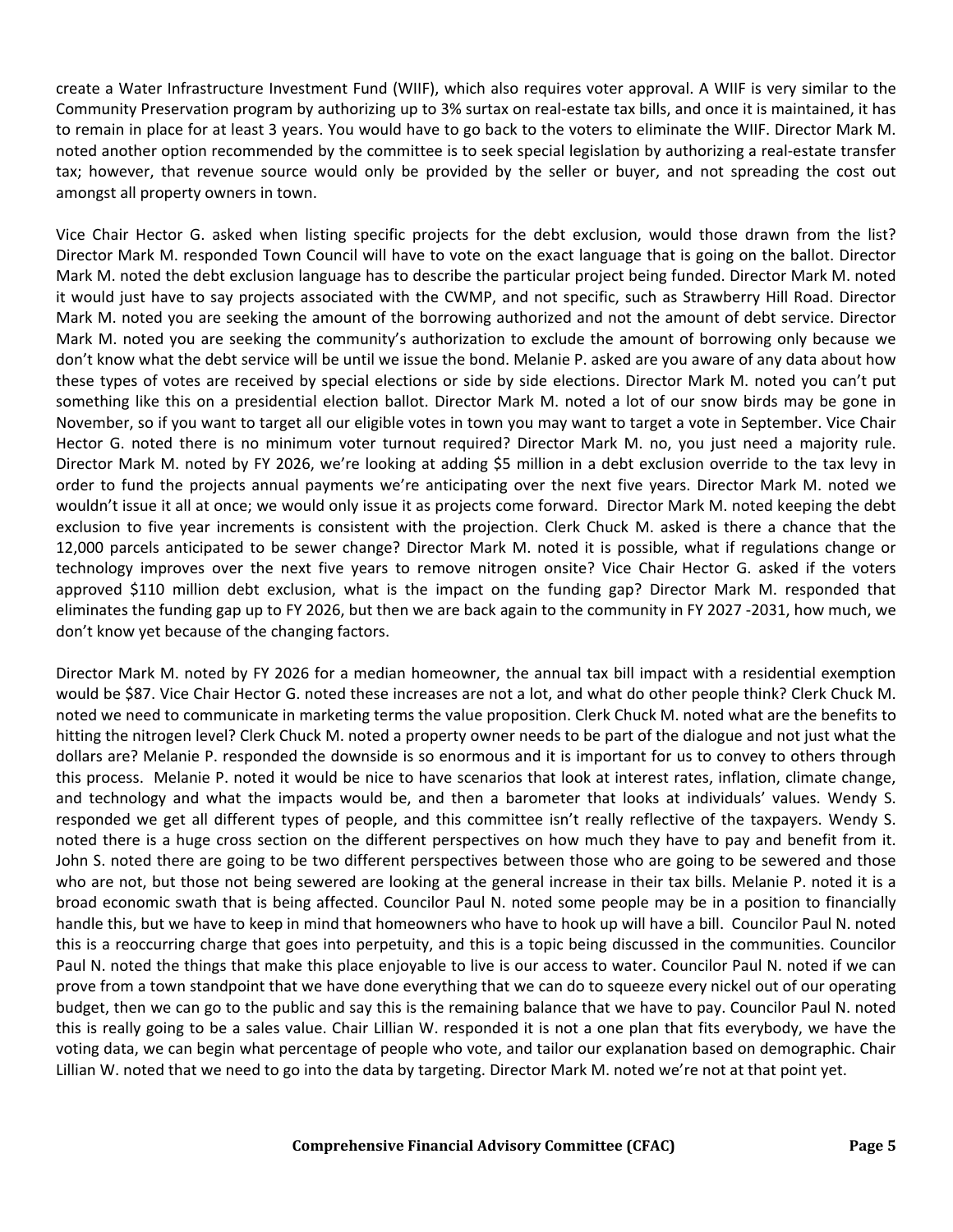create a Water Infrastructure Investment Fund (WIIF), which also requires voter approval. A WIIF is very similar to the Community Preservation program by authorizing up to 3% surtax on real-estate tax bills, and once it is maintained, it has to remain in place for at least 3 years. You would have to go back to the voters to eliminate the WIIF. Director Mark M. noted another option recommended by the committee is to seek special legislation by authorizing a real-estate transfer tax; however, that revenue source would only be provided by the seller or buyer, and not spreading the cost out amongst all property owners in town.

Vice Chair Hector G. asked when listing specific projects for the debt exclusion, would those drawn from the list? Director Mark M. responded Town Council will have to vote on the exact language that is going on the ballot. Director Mark M. noted the debt exclusion language has to describe the particular project being funded. Director Mark M. noted it would just have to say projects associated with the CWMP, and not specific, such as Strawberry Hill Road. Director Mark M. noted you are seeking the amount of the borrowing authorized and not the amount of debt service. Director Mark M. noted you are seeking the community's authorization to exclude the amount of borrowing only because we don't know what the debt service will be until we issue the bond. Melanie P. asked are you aware of any data about how these types of votes are received by special elections or side by side elections. Director Mark M. noted you can't put something like this on a presidential election ballot. Director Mark M. noted a lot of our snow birds may be gone in November, so if you want to target all our eligible votes in town you may want to target a vote in September. Vice Chair Hector G. noted there is no minimum voter turnout required? Director Mark M. no, you just need a majority rule. Director Mark M. noted by FY 2026, we're looking at adding $5 million in a debt exclusion override to the tax levy in order to fund the projects annual payments we're anticipating over the next five years. Director Mark M. noted we wouldn't issue it all at once; we would only issue it as projects come forward. Director Mark M. noted keeping the debt exclusion to five year increments is consistent with the projection. Clerk Chuck M. asked is there a chance that the 12,000 parcels anticipated to be sewer change? Director Mark M. noted it is possible, what if regulations change or technology improves over the next five years to remove nitrogen onsite? Vice Chair Hector G. asked if the voters approved $110 million debt exclusion, what is the impact on the funding gap? Director Mark M. responded that eliminates the funding gap up to FY 2026, but then we are back again to the community in FY 2027 -2031, how much, we don't know yet because of the changing factors.

Director Mark M. noted by FY 2026 for a median homeowner, the annual tax bill impact with a residential exemption would be $87. Vice Chair Hector G. noted these increases are not a lot, and what do other people think? Clerk Chuck M. noted we need to communicate in marketing terms the value proposition. Clerk Chuck M. noted what are the benefits to hitting the nitrogen level? Clerk Chuck M. noted a property owner needs to be part of the dialogue and not just what the dollars are? Melanie P. responded the downside is so enormous and it is important for us to convey to others through this process. Melanie P. noted it would be nice to have scenarios that look at interest rates, inflation, climate change, and technology and what the impacts would be, and then a barometer that looks at individuals' values. Wendy S. responded we get all different types of people, and this committee isn't really reflective of the taxpayers. Wendy S. noted there is a huge cross section on the different perspectives on how much they have to pay and benefit from it. John S. noted there are going to be two different perspectives between those who are going to be sewered and those who are not, but those not being sewered are looking at the general increase in their tax bills. Melanie P. noted it is a broad economic swath that is being affected. Councilor Paul N. noted some people may be in a position to financially handle this, but we have to keep in mind that homeowners who have to hook up will have a bill. Councilor Paul N. noted this is a reoccurring charge that goes into perpetuity, and this is a topic being discussed in the communities. Councilor Paul N. noted the things that make this place enjoyable to live is our access to water. Councilor Paul N. noted if we can prove from a town standpoint that we have done everything that we can do to squeeze every nickel out of our operating budget, then we can go to the public and say this is the remaining balance that we have to pay. Councilor Paul N. noted this is really going to be a sales value. Chair Lillian W. responded it is not a one plan that fits everybody, we have the voting data, we can begin what percentage of people who vote, and tailor our explanation based on demographic. Chair Lillian W. noted that we need to go into the data by targeting. Director Mark M. noted we're not at that point yet.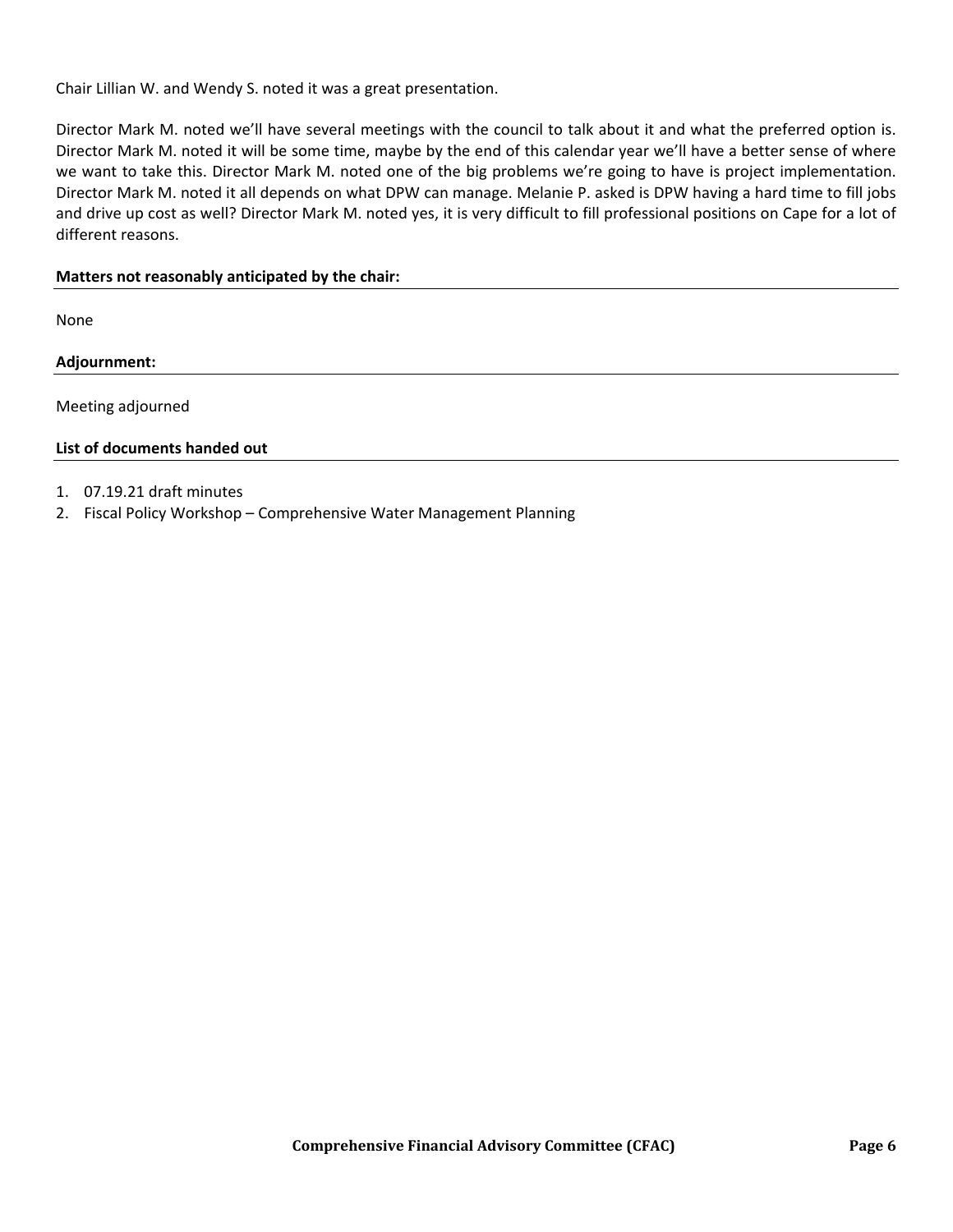Chair Lillian W. and Wendy S. noted it was a great presentation.

Director Mark M. noted we'll have several meetings with the council to talk about it and what the preferred option is. Director Mark M. noted it will be some time, maybe by the end of this calendar year we'll have a better sense of where we want to take this. Director Mark M. noted one of the big problems we're going to have is project implementation. Director Mark M. noted it all depends on what DPW can manage. Melanie P. asked is DPW having a hard time to fill jobs and drive up cost as well? Director Mark M. noted yes, it is very difficult to fill professional positions on Cape for a lot of different reasons.

**Matters not reasonably anticipated by the chair:**

None

**Adjournment:**

Meeting adjourned

**List of documents handed out**

1. 07.19.21 draft minutes
2. Fiscal Policy Workshop – Comprehensive Water Management Planning